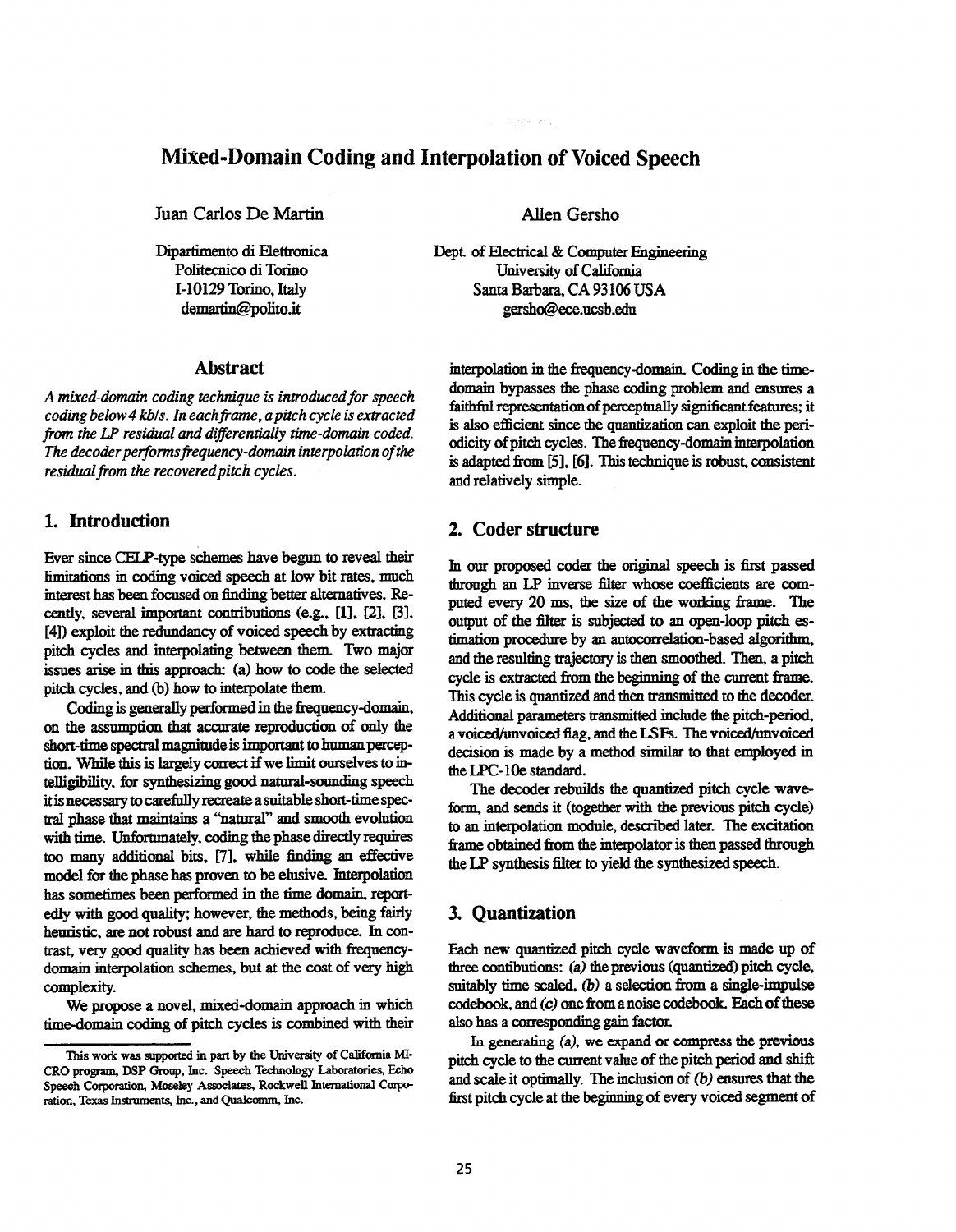# Mixed-Domain Coding and Interpolation of Voiced Speech

Juan Carlos De Martin

Dipartimento di Elettronica
Politecnico di Torino
I-10129 Torino, Italy
demartin@polito.it

Allen Gersho

Dept. of Electrical & Computer Engineering
University of California
Santa Barbara, CA 93106 USA
gersho@ece.ucsb.edu

## Abstract

*A mixed-domain coding technique is introduced for speech coding below 4 kb/s. In each frame, a pitch cycle is extracted from the LP residual and differentially time-domain coded. The decoder performs frequency-domain interpolation of the residual from the recovered pitch cycles.*

## 1. Introduction

Ever since CELP-type schemes have begun to reveal their limitations in coding voiced speech at low bit rates, much interest has been focused on finding better alternatives. Recently, several important contributions (e.g., [1], [2], [3], [4]) exploit the redundancy of voiced speech by extracting pitch cycles and interpolating between them. Two major issues arise in this approach: (a) how to code the selected pitch cycles, and (b) how to interpolate them.

Coding is generally performed in the frequency-domain, on the assumption that accurate reproduction of only the short-time spectral magnitude is important to human perception. While this is largely correct if we limit ourselves to intelligibility, for synthesizing good natural-sounding speech it is necessary to carefully recreate a suitable short-time spectral phase that maintains a "natural" and smooth evolution with time. Unfortunately, coding the phase directly requires too many additional bits, [7], while finding an effective model for the phase has proven to be elusive. Interpolation has sometimes been performed in the time domain, reportedly with good quality; however, the methods, being fairly heuristic, are not robust and are hard to reproduce. In contrast, very good quality has been achieved with frequency-domain interpolation schemes, but at the cost of very high complexity.

We propose a novel, mixed-domain approach in which time-domain coding of pitch cycles is combined with their interpolation in the frequency-domain. Coding in the time-domain bypasses the phase coding problem and ensures a faithful representation of perceptually significant features; it is also efficient since the quantization can exploit the periodicity of pitch cycles. The frequency-domain interpolation is adapted from [5], [6]. This technique is robust, consistent and relatively simple.

This work was supported in part by the University of California MICRO program, DSP Group, Inc. Speech Technology Laboratories, Echo Speech Corporation, Moseley Associates, Rockwell International Corporation, Texas Instruments, Inc., and Qualcomm, Inc.

## 2. Coder structure

In our proposed coder the original speech is first passed through an LP inverse filter whose coefficients are computed every 20 ms, the size of the working frame. The output of the filter is subjected to an open-loop pitch estimation procedure by an autocorrelation-based algorithm, and the resulting trajectory is then smoothed. Then, a pitch cycle is extracted from the beginning of the current frame. This cycle is quantized and then transmitted to the decoder. Additional parameters transmitted include the pitch-period, a voiced/unvoiced flag, and the LSFs. The voiced/unvoiced decision is made by a method similar to that employed in the LPC-10e standard.

The decoder rebuilds the quantized pitch cycle waveform, and sends it (together with the previous pitch cycle) to an interpolation module, described later. The excitation frame obtained from the interpolator is then passed through the LP synthesis filter to yield the synthesized speech.

## 3. Quantization

Each new quantized pitch cycle waveform is made up of three contibutions: *(a)* the previous (quantized) pitch cycle, suitably time scaled, *(b)* a selection from a single-impulse codebook, and *(c)* one from a noise codebook. Each of these also has a corresponding gain factor.

In generating *(a)*, we expand or compress the previous pitch cycle to the current value of the pitch period and shift and scale it optimally. The inclusion of *(b)* ensures that the first pitch cycle at the beginning of every voiced segment of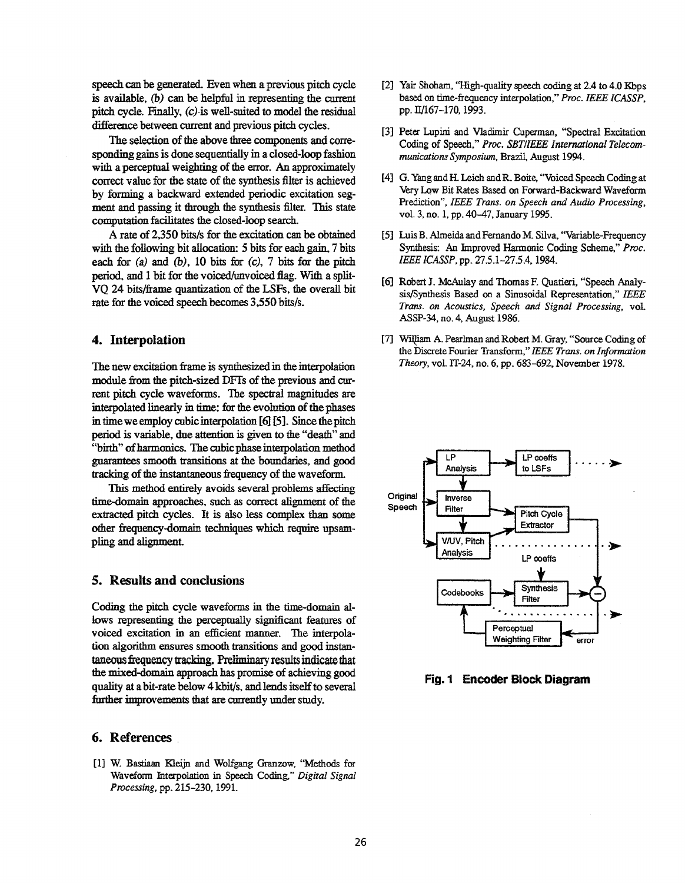speech can be generated. Even when a previous pitch cycle is available, *(b)* can be helpful in representing the current pitch cycle. Finally, *(c)* is well-suited to model the residual difference between current and previous pitch cycles.

The selection of the above three components and corresponding gains is done sequentially in a closed-loop fashion with a perceptual weighting of the error. An approximately correct value for the state of the synthesis filter is achieved by forming a backward extended periodic excitation segment and passing it through the synthesis filter. This state computation facilitates the closed-loop search.

A rate of 2,350 bits/s for the excitation can be obtained with the following bit allocation: 5 bits for each gain, 7 bits each for *(a)* and *(b)*, 10 bits for *(c)*, 7 bits for the pitch period, and 1 bit for the voiced/unvoiced flag. With a split-VQ 24 bits/frame quantization of the LSFs, the overall bit rate for the voiced speech becomes 3,550 bits/s.

## 4. Interpolation

The new excitation frame is synthesized in the interpolation module from the pitch-sized DFTs of the previous and current pitch cycle waveforms. The spectral magnitudes are interpolated linearly in time; for the evolution of the phases in time we employ cubic interpolation [6] [5]. Since the pitch period is variable, due attention is given to the "death" and "birth" of harmonics. The cubic phase interpolation method guarantees smooth transitions at the boundaries, and good tracking of the instantaneous frequency of the waveform.

This method entirely avoids several problems affecting time-domain approaches, such as correct alignment of the extracted pitch cycles. It is also less complex than some other frequency-domain techniques which require upsampling and alignment.

## 5. Results and conclusions

Coding the pitch cycle waveforms in the time-domain allows representing the perceptually significant features of voiced excitation in an efficient manner. The interpolation algorithm ensures smooth transitions and good instantaneous frequency tracking. Preliminary results indicate that the mixed-domain approach has promise of achieving good quality at a bit-rate below 4 kbit/s, and lends itself to several further improvements that are currently under study.

## 6. References

[1] W. Bastiaan Kleijn and Wolfgang Granzow, "Methods for Waveform Interpolation in Speech Coding," *Digital Signal Processing*, pp. 215–230, 1991.

[2] Yair Shoham, "High-quality speech coding at 2.4 to 4.0 Kbps based on time-frequency interpolation," *Proc. IEEE ICASSP*, pp. II/167–170, 1993.

[3] Peter Lupini and Vladimir Cuperman, "Spectral Excitation Coding of Speech," *Proc. SBT/IEEE International Telecommunications Symposium*, Brazil, August 1994.

[4] G. Yang and H. Leich and R. Boite, "Voiced Speech Coding at Very Low Bit Rates Based on Forward-Backward Waveform Prediction", *IEEE Trans. on Speech and Audio Processing*, vol. 3, no. 1, pp. 40–47, January 1995.

[5] Luis B. Almeida and Fernando M. Silva, "Variable-Frequency Synthesis: An Improved Harmonic Coding Scheme," *Proc. IEEE ICASSP*, pp. 27.5.1–27.5.4, 1984.

[6] Robert J. McAulay and Thomas F. Quatieri, "Speech Analysis/Synthesis Based on a Sinusoidal Representation," *IEEE Trans. on Acoustics, Speech and Signal Processing*, vol. ASSP-34, no. 4, August 1986.

[7] William A. Pearlman and Robert M. Gray, "Source Coding of the Discrete Fourier Transform," *IEEE Trans. on Information Theory*, vol. IT-24, no. 6, pp. 683–692, November 1978.

LP Analysis
LP coeffs to LSFs
Original Speech
Inverse Filter
Pitch Cycle Extractor
V/UV, Pitch Analysis
LP coeffs
Codebooks
Synthesis Filter
Perceptual Weighting Filter
error

**Fig. 1 Encoder Block Diagram**